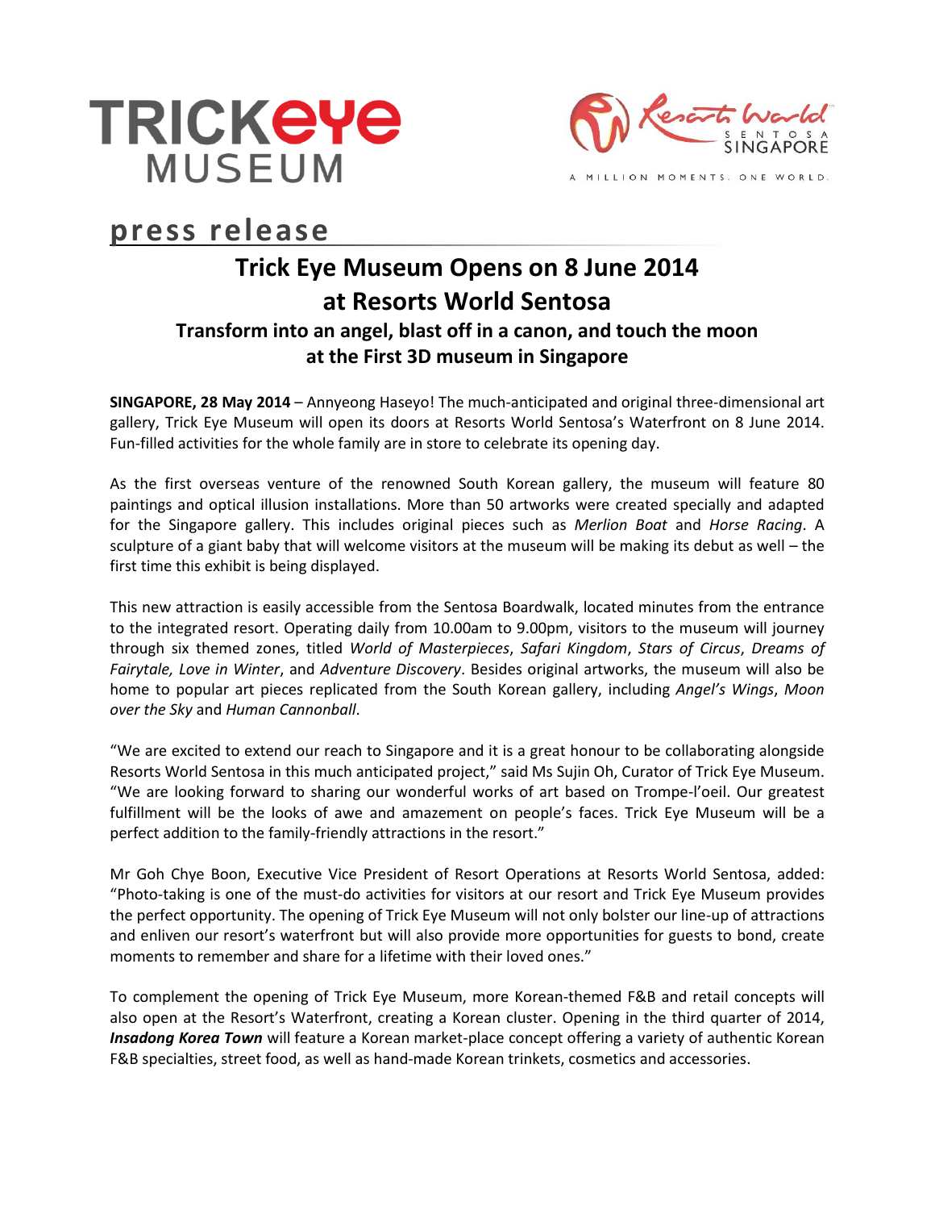TRICKeye MUSEUM

Resorts World Sentosa Singapore

A MILLION MOMENTS. ONE WORLD.

**press release**

# Trick Eye Museum Opens on 8 June 2014 at Resorts World Sentosa

## Transform into an angel, blast off in a canon, and touch the moon at the First 3D museum in Singapore

**SINGAPORE, 28 May 2014** – Annyeong Haseyo! The much-anticipated and original three-dimensional art gallery, Trick Eye Museum will open its doors at Resorts World Sentosa's Waterfront on 8 June 2014. Fun-filled activities for the whole family are in store to celebrate its opening day.

As the first overseas venture of the renowned South Korean gallery, the museum will feature 80 paintings and optical illusion installations. More than 50 artworks were created specially and adapted for the Singapore gallery. This includes original pieces such as *Merlion Boat* and *Horse Racing*. A sculpture of a giant baby that will welcome visitors at the museum will be making its debut as well – the first time this exhibit is being displayed.

This new attraction is easily accessible from the Sentosa Boardwalk, located minutes from the entrance to the integrated resort. Operating daily from 10.00am to 9.00pm, visitors to the museum will journey through six themed zones, titled *World of Masterpieces*, *Safari Kingdom*, *Stars of Circus*, *Dreams of Fairytale, Love in Winter*, and *Adventure Discovery*. Besides original artworks, the museum will also be home to popular art pieces replicated from the South Korean gallery, including *Angel's Wings*, *Moon over the Sky* and *Human Cannonball*.

"We are excited to extend our reach to Singapore and it is a great honour to be collaborating alongside Resorts World Sentosa in this much anticipated project," said Ms Sujin Oh, Curator of Trick Eye Museum. "We are looking forward to sharing our wonderful works of art based on Trompe-l'oeil. Our greatest fulfillment will be the looks of awe and amazement on people's faces. Trick Eye Museum will be a perfect addition to the family-friendly attractions in the resort."

Mr Goh Chye Boon, Executive Vice President of Resort Operations at Resorts World Sentosa, added: "Photo-taking is one of the must-do activities for visitors at our resort and Trick Eye Museum provides the perfect opportunity. The opening of Trick Eye Museum will not only bolster our line-up of attractions and enliven our resort's waterfront but will also provide more opportunities for guests to bond, create moments to remember and share for a lifetime with their loved ones."

To complement the opening of Trick Eye Museum, more Korean-themed F&B and retail concepts will also open at the Resort's Waterfront, creating a Korean cluster. Opening in the third quarter of 2014, ***Insadong Korea Town*** will feature a Korean market-place concept offering a variety of authentic Korean F&B specialties, street food, as well as hand-made Korean trinkets, cosmetics and accessories.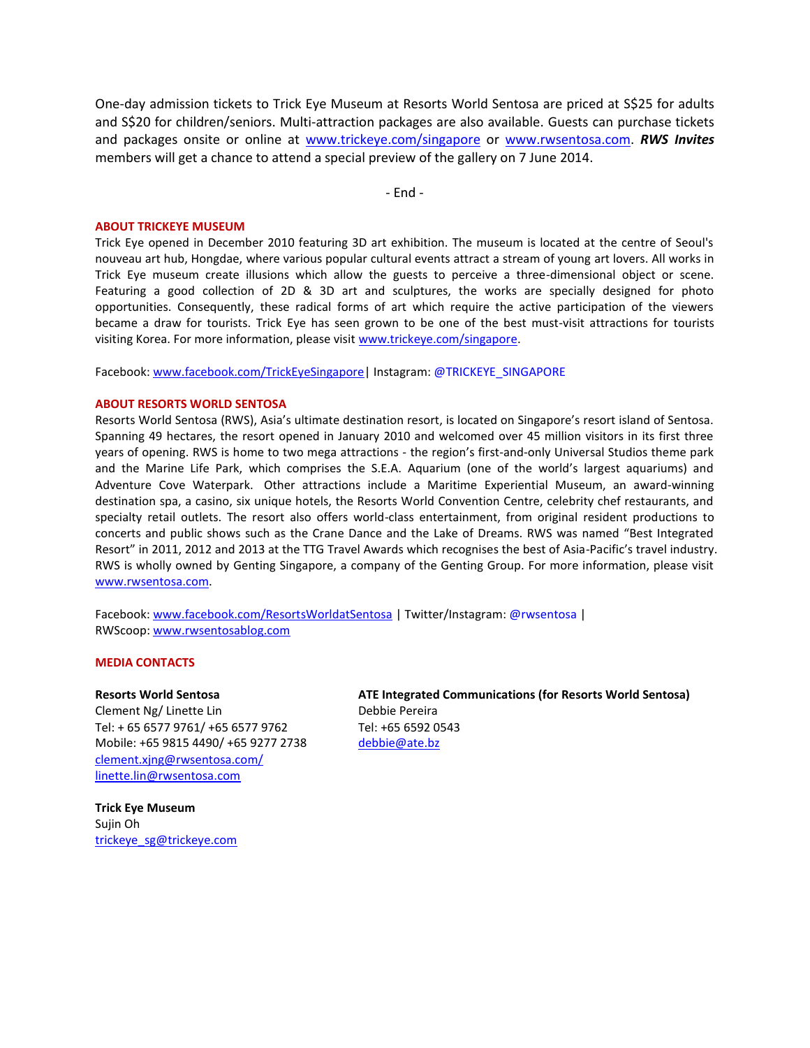One-day admission tickets to Trick Eye Museum at Resorts World Sentosa are priced at S$25 for adults and S$20 for children/seniors. Multi-attraction packages are also available. Guests can purchase tickets and packages onsite or online at www.trickeye.com/singapore or www.rwsentosa.com. ***RWS Invites*** members will get a chance to attend a special preview of the gallery on 7 June 2014.

\- End -

**ABOUT TRICKEYE MUSEUM**

Trick Eye opened in December 2010 featuring 3D art exhibition. The museum is located at the centre of Seoul's nouveau art hub, Hongdae, where various popular cultural events attract a stream of young art lovers. All works in Trick Eye museum create illusions which allow the guests to perceive a three-dimensional object or scene. Featuring a good collection of 2D & 3D art and sculptures, the works are specially designed for photo opportunities. Consequently, these radical forms of art which require the active participation of the viewers became a draw for tourists. Trick Eye has seen grown to be one of the best must-visit attractions for tourists visiting Korea. For more information, please visit www.trickeye.com/singapore.

Facebook: www.facebook.com/TrickEyeSingapore| Instagram: @TRICKEYE_SINGAPORE

**ABOUT RESORTS WORLD SENTOSA**

Resorts World Sentosa (RWS), Asia's ultimate destination resort, is located on Singapore's resort island of Sentosa. Spanning 49 hectares, the resort opened in January 2010 and welcomed over 45 million visitors in its first three years of opening. RWS is home to two mega attractions - the region's first-and-only Universal Studios theme park and the Marine Life Park, which comprises the S.E.A. Aquarium (one of the world's largest aquariums) and Adventure Cove Waterpark. Other attractions include a Maritime Experiential Museum, an award-winning destination spa, a casino, six unique hotels, the Resorts World Convention Centre, celebrity chef restaurants, and specialty retail outlets. The resort also offers world-class entertainment, from original resident productions to concerts and public shows such as the Crane Dance and the Lake of Dreams. RWS was named "Best Integrated Resort" in 2011, 2012 and 2013 at the TTG Travel Awards which recognises the best of Asia-Pacific's travel industry. RWS is wholly owned by Genting Singapore, a company of the Genting Group. For more information, please visit www.rwsentosa.com.

Facebook: www.facebook.com/ResortsWorldatSentosa | Twitter/Instagram: @rwsentosa | RWScoop: www.rwsentosablog.com

**MEDIA CONTACTS**

**Resorts World Sentosa**
Clement Ng/ Linette Lin
Tel: + 65 6577 9761/ +65 6577 9762
Mobile: +65 9815 4490/ +65 9277 2738
clement.xjng@rwsentosa.com/
linette.lin@rwsentosa.com

**ATE Integrated Communications (for Resorts World Sentosa)**
Debbie Pereira
Tel: +65 6592 0543
debbie@ate.bz

**Trick Eye Museum**
Sujin Oh
trickeye_sg@trickeye.com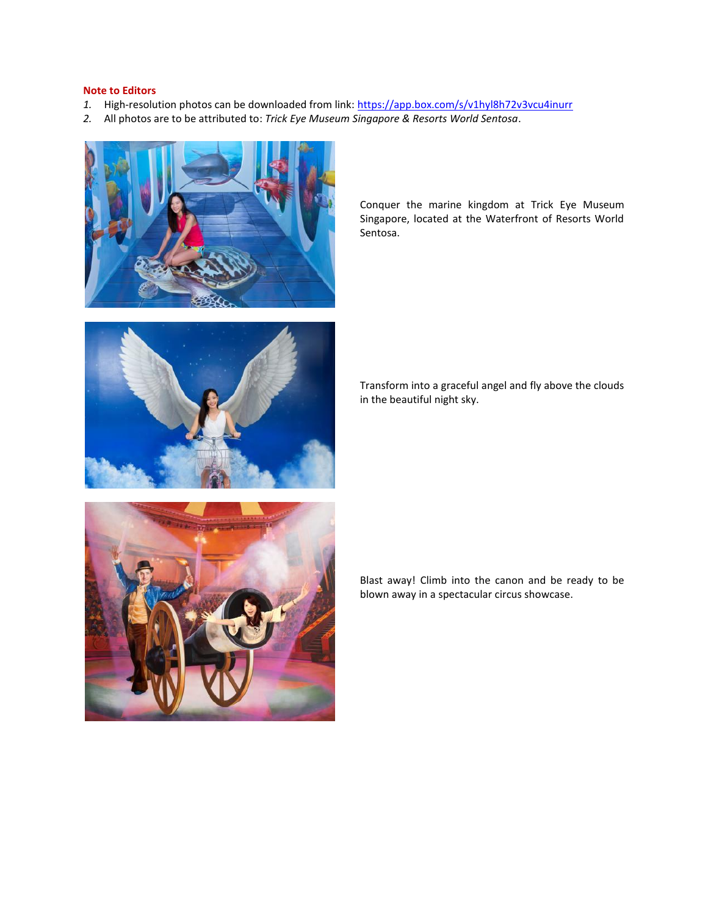**Note to Editors**

1. High-resolution photos can be downloaded from link: https://app.box.com/s/v1hyl8h72v3vcu4inurr
2. All photos are to be attributed to: *Trick Eye Museum Singapore & Resorts World Sentosa*.

Conquer the marine kingdom at Trick Eye Museum Singapore, located at the Waterfront of Resorts World Sentosa.

Transform into a graceful angel and fly above the clouds in the beautiful night sky.

Blast away! Climb into the canon and be ready to be blown away in a spectacular circus showcase.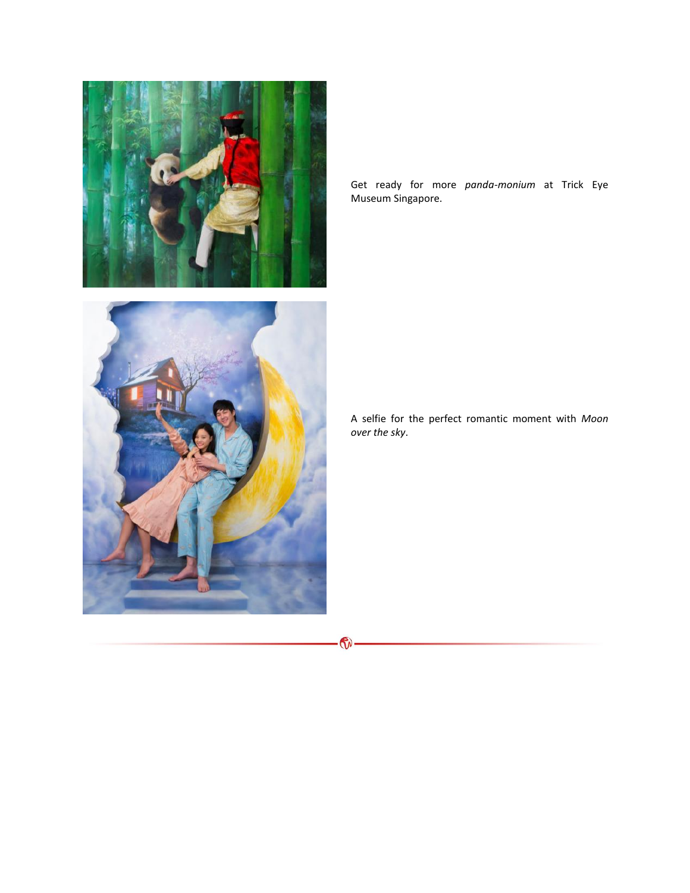Get ready for more *panda-monium* at Trick Eye Museum Singapore.

A selfie for the perfect romantic moment with *Moon over the sky*.